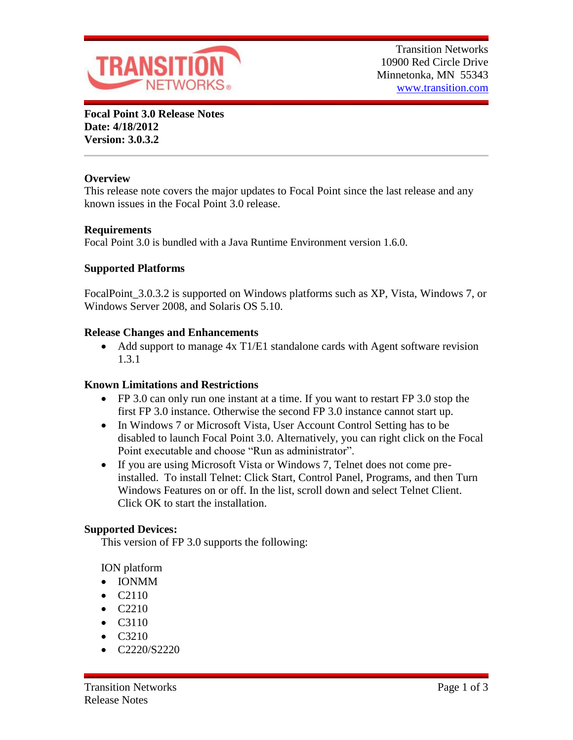Transition Networks
10900 Red Circle Drive
Minnetonka, MN 55343
www.transition.com

**Focal Point 3.0 Release Notes**
**Date: 4/18/2012**
**Version: 3.0.3.2**

---

### Overview

This release note covers the major updates to Focal Point since the last release and any known issues in the Focal Point 3.0 release.

### Requirements

Focal Point 3.0 is bundled with a Java Runtime Environment version 1.6.0.

### Supported Platforms

FocalPoint_3.0.3.2 is supported on Windows platforms such as XP, Vista, Windows 7, or Windows Server 2008, and Solaris OS 5.10.

### Release Changes and Enhancements

- Add support to manage 4x T1/E1 standalone cards with Agent software revision 1.3.1

### Known Limitations and Restrictions

- FP 3.0 can only run one instant at a time. If you want to restart FP 3.0 stop the first FP 3.0 instance. Otherwise the second FP 3.0 instance cannot start up.
- In Windows 7 or Microsoft Vista, User Account Control Setting has to be disabled to launch Focal Point 3.0. Alternatively, you can right click on the Focal Point executable and choose “Run as administrator”.
- If you are using Microsoft Vista or Windows 7, Telnet does not come pre-installed. To install Telnet: Click Start, Control Panel, Programs, and then Turn Windows Features on or off. In the list, scroll down and select Telnet Client. Click OK to start the installation.

### Supported Devices:

This version of FP 3.0 supports the following:

ION platform

- IONMM
- C2110
- C2210
- C3110
- C3210
- C2220/S2220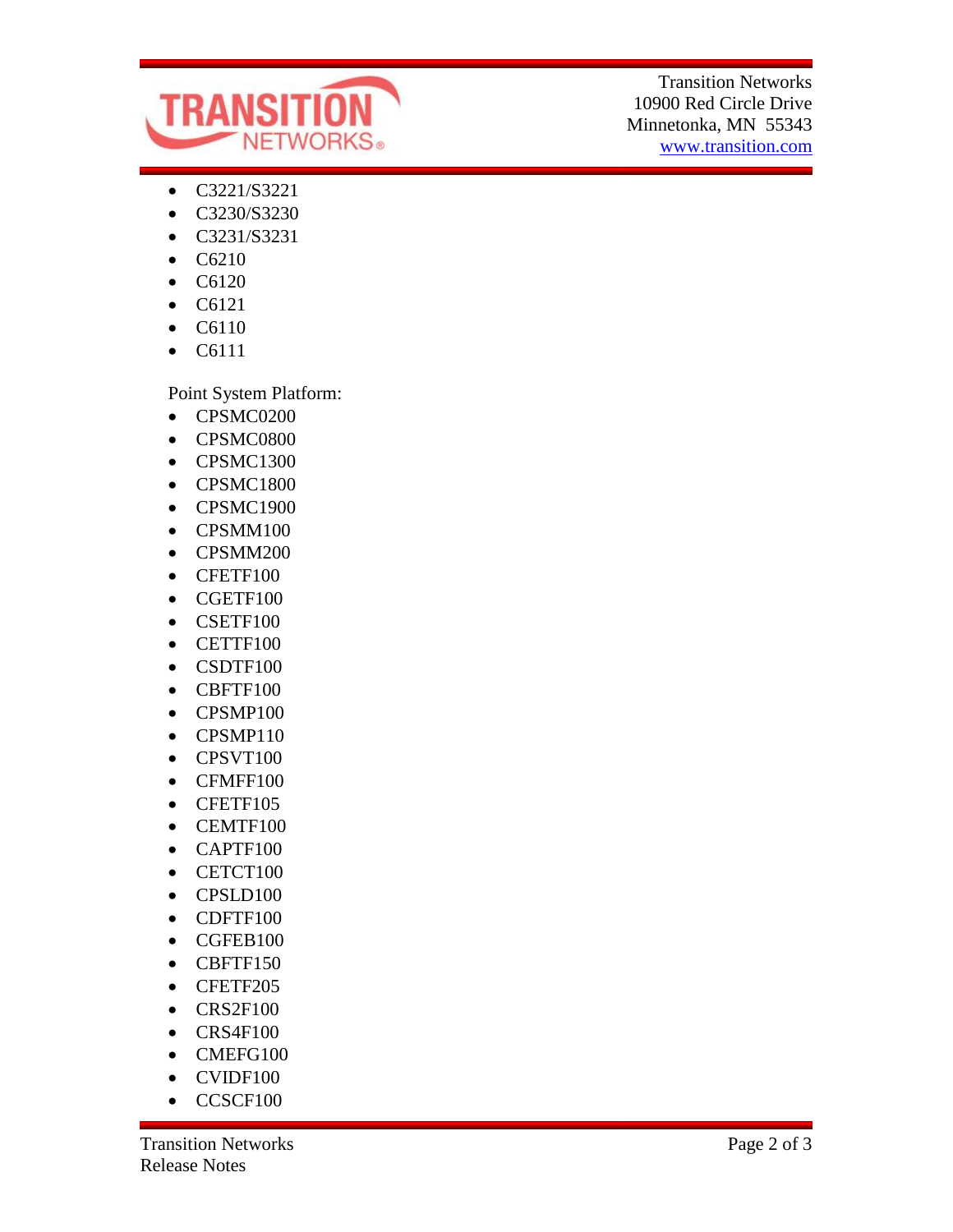- C3221/S3221
- C3230/S3230
- C3231/S3231
- C6210
- C6120
- C6121
- C6110
- C6111

Point System Platform:

- CPSMC0200
- CPSMC0800
- CPSMC1300
- CPSMC1800
- CPSMC1900
- CPSMM100
- CPSMM200
- CFETF100
- CGETF100
- CSETF100
- CETTF100
- CSDTF100
- CBFTF100
- CPSMP100
- CPSMP110
- CPSVT100
- CFMFF100
- CFETF105
- CEMTF100
- CAPTF100
- CETCT100
- CPSLD100
- CDFTF100
- CGFEB100
- CBFTF150
- CFETF205
- CRS2F100
- CRS4F100
- CMEFG100
- CVIDF100
- CCSCF100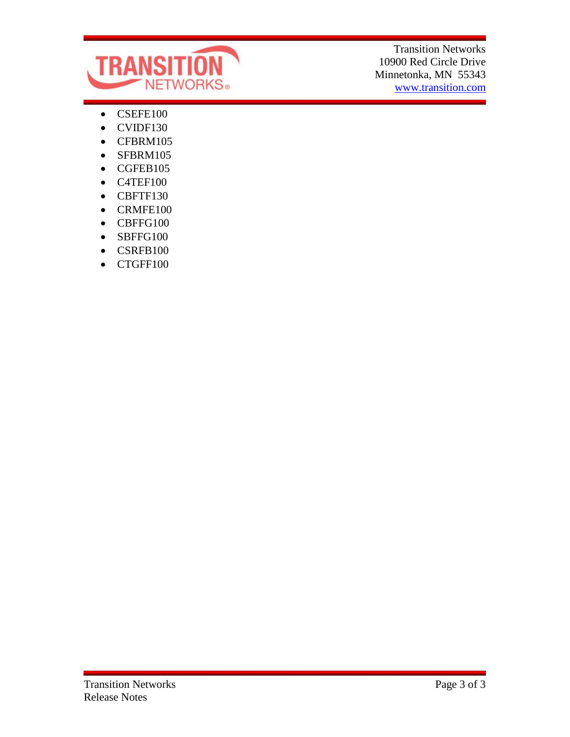- CSEFE100
- CVIDF130
- CFBRM105
- SFBRM105
- CGFEB105
- C4TEF100
- CBFTF130
- CRMFE100
- CBFFG100
- SBFFG100
- CSRFB100
- CTGFF100